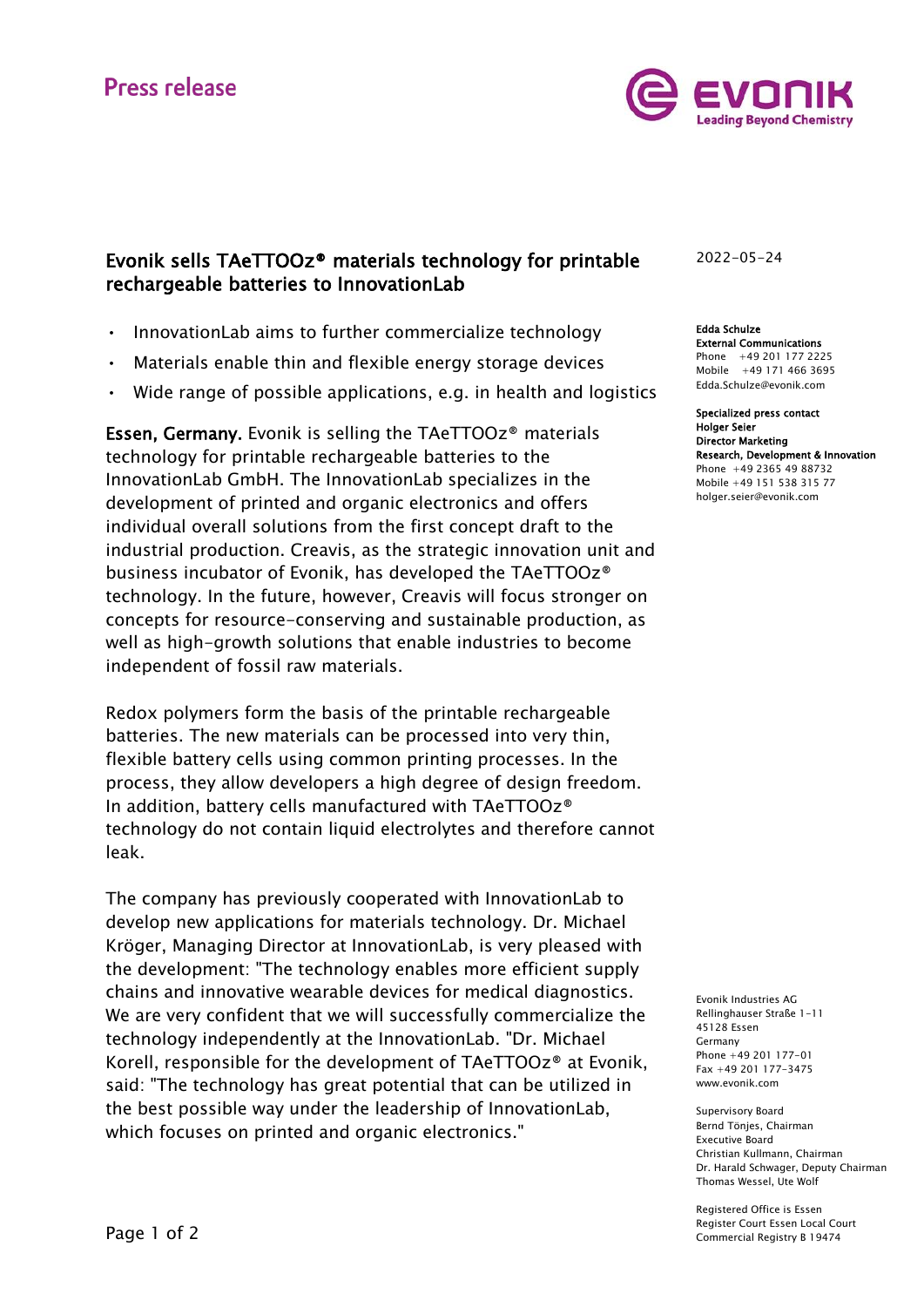Press release

# Evonik sells TAeTTOOz® materials technology for printable rechargeable batteries to InnovationLab

2022-05-24

**Edda Schulze**
**External Communications**
Phone +49 201 177 2225
Mobile +49 171 466 3695
Edda.Schulze@evonik.com

**Specialized press contact**
**Holger Seier**
**Director Marketing**
**Research, Development & Innovation**
Phone +49 2365 49 88732
Mobile +49 151 538 315 77
holger.seier@evonik.com

- InnovationLab aims to further commercialize technology
- Materials enable thin and flexible energy storage devices
- Wide range of possible applications, e.g. in health and logistics

**Essen, Germany.** Evonik is selling the TAeTTOOz® materials technology for printable rechargeable batteries to the InnovationLab GmbH. The InnovationLab specializes in the development of printed and organic electronics and offers individual overall solutions from the first concept draft to the industrial production. Creavis, as the strategic innovation unit and business incubator of Evonik, has developed the TAeTTOOz® technology. In the future, however, Creavis will focus stronger on concepts for resource-conserving and sustainable production, as well as high-growth solutions that enable industries to become independent of fossil raw materials.

Redox polymers form the basis of the printable rechargeable batteries. The new materials can be processed into very thin, flexible battery cells using common printing processes. In the process, they allow developers a high degree of design freedom. In addition, battery cells manufactured with TAeTTOOz® technology do not contain liquid electrolytes and therefore cannot leak.

The company has previously cooperated with InnovationLab to develop new applications for materials technology. Dr. Michael Kröger, Managing Director at InnovationLab, is very pleased with the development: "The technology enables more efficient supply chains and innovative wearable devices for medical diagnostics. We are very confident that we will successfully commercialize the technology independently at the InnovationLab. "Dr. Michael Korell, responsible for the development of TAeTTOOz® at Evonik, said: "The technology has great potential that can be utilized in the best possible way under the leadership of InnovationLab, which focuses on printed and organic electronics."

Evonik Industries AG
Rellinghauser Straße 1-11
45128 Essen
Germany
Phone +49 201 177-01
Fax +49 201 177-3475
www.evonik.com

Supervisory Board
Bernd Tönjes, Chairman
Executive Board
Christian Kullmann, Chairman
Dr. Harald Schwager, Deputy Chairman
Thomas Wessel, Ute Wolf

Registered Office is Essen
Register Court Essen Local Court
Commercial Registry B 19474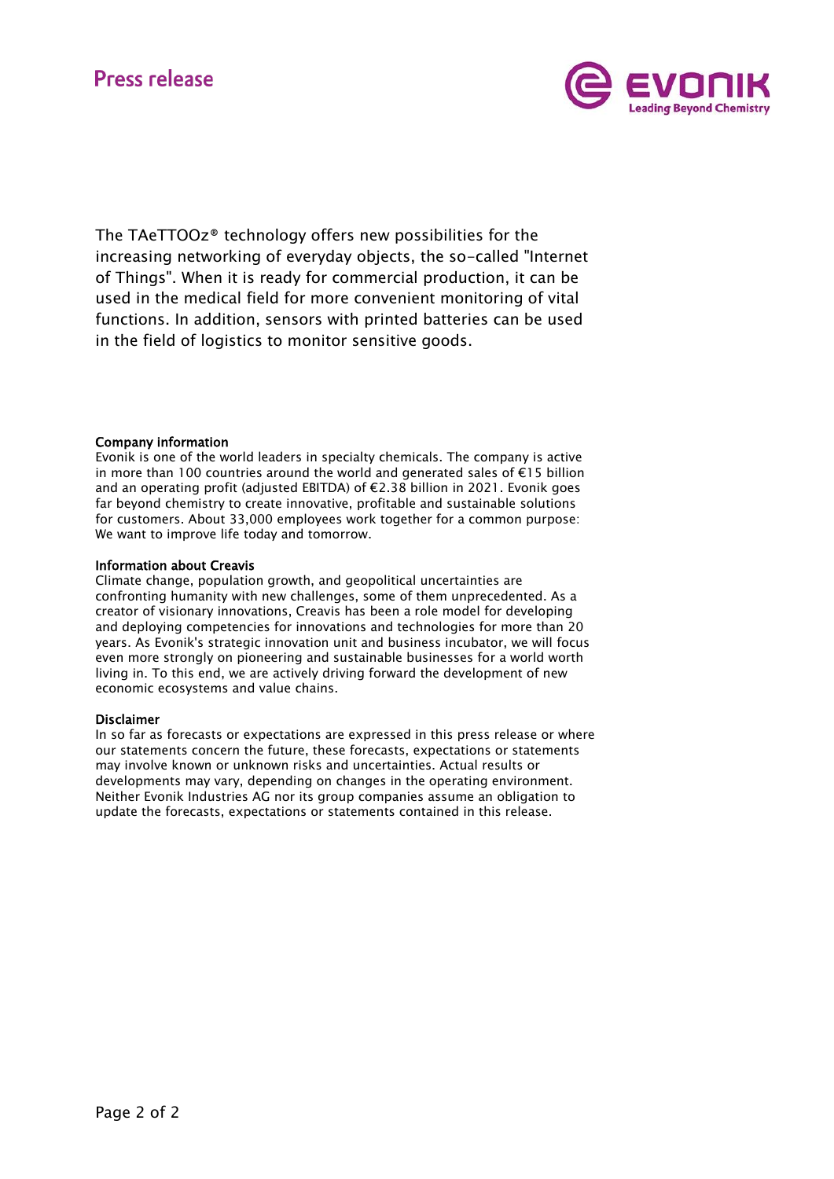The TAeTTOOz® technology offers new possibilities for the increasing networking of everyday objects, the so-called "Internet of Things". When it is ready for commercial production, it can be used in the medical field for more convenient monitoring of vital functions. In addition, sensors with printed batteries can be used in the field of logistics to monitor sensitive goods.

**Company information**
Evonik is one of the world leaders in specialty chemicals. The company is active in more than 100 countries around the world and generated sales of €15 billion and an operating profit (adjusted EBITDA) of €2.38 billion in 2021. Evonik goes far beyond chemistry to create innovative, profitable and sustainable solutions for customers. About 33,000 employees work together for a common purpose: We want to improve life today and tomorrow.

**Information about Creavis**
Climate change, population growth, and geopolitical uncertainties are confronting humanity with new challenges, some of them unprecedented. As a creator of visionary innovations, Creavis has been a role model for developing and deploying competencies for innovations and technologies for more than 20 years. As Evonik's strategic innovation unit and business incubator, we will focus even more strongly on pioneering and sustainable businesses for a world worth living in. To this end, we are actively driving forward the development of new economic ecosystems and value chains.

**Disclaimer**
In so far as forecasts or expectations are expressed in this press release or where our statements concern the future, these forecasts, expectations or statements may involve known or unknown risks and uncertainties. Actual results or developments may vary, depending on changes in the operating environment. Neither Evonik Industries AG nor its group companies assume an obligation to update the forecasts, expectations or statements contained in this release.